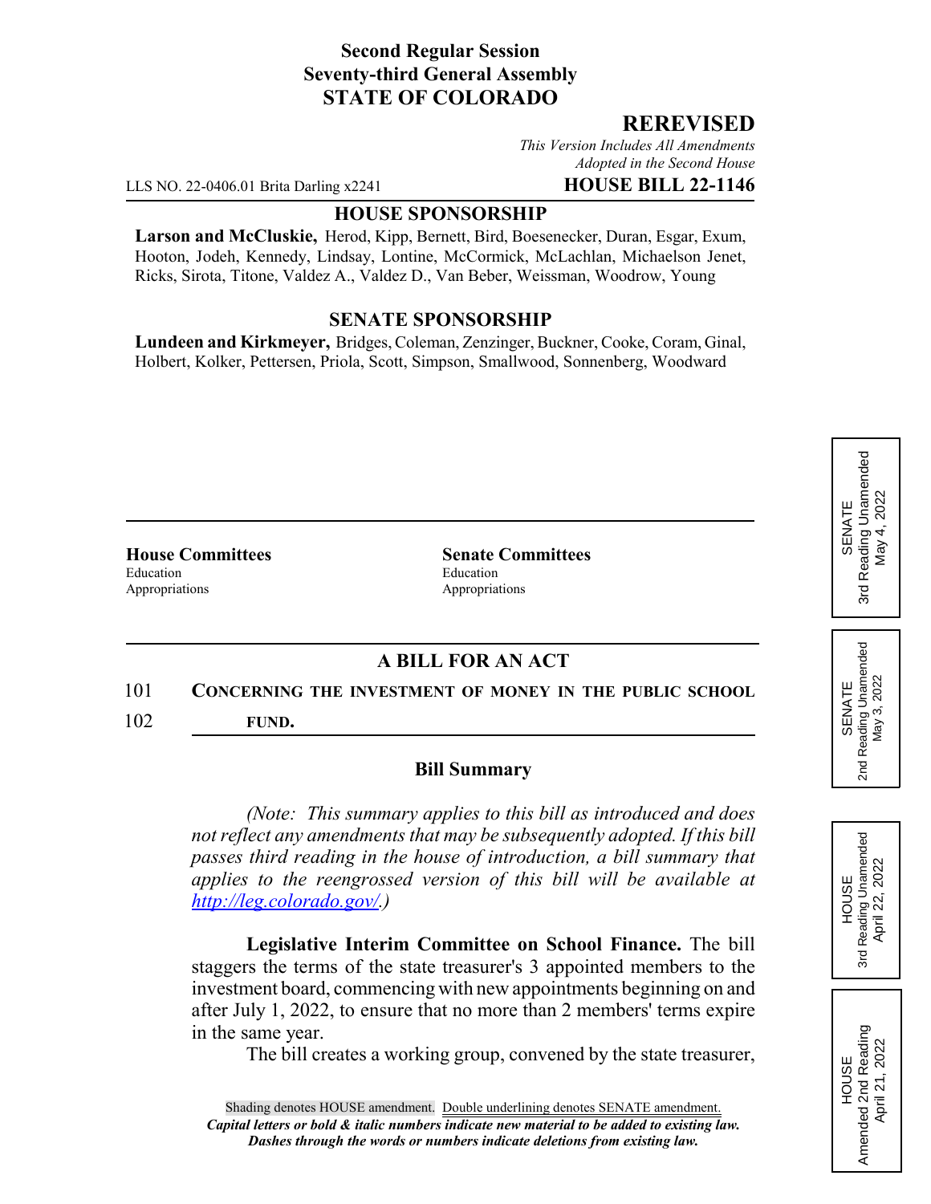**Second Regular Session**
**Seventy-third General Assembly**
**STATE OF COLORADO**

## REREVISED

*This Version Includes All Amendments Adopted in the Second House*

LLS NO. 22-0406.01 Brita Darling x2241 **HOUSE BILL 22-1146**

**HOUSE SPONSORSHIP**

**Larson and McCluskie,** Herod, Kipp, Bernett, Bird, Boesenecker, Duran, Esgar, Exum, Hooton, Jodeh, Kennedy, Lindsay, Lontine, McCormick, McLachlan, Michaelson Jenet, Ricks, Sirota, Titone, Valdez A., Valdez D., Van Beber, Weissman, Woodrow, Young

**SENATE SPONSORSHIP**

**Lundeen and Kirkmeyer,** Bridges, Coleman, Zenzinger, Buckner, Cooke, Coram, Ginal, Holbert, Kolker, Pettersen, Priola, Scott, Simpson, Smallwood, Sonnenberg, Woodward

SENATE 3rd Reading Unamended May 4, 2022

SENATE 2nd Reading Unamended May 3, 2022

HOUSE 3rd Reading Unamended April 22, 2022

HOUSE Amended 2nd Reading April 21, 2022

| House Committees | Senate Committees |
|---|---|
| Education | Education |
| Appropriations | Appropriations |

**A BILL FOR AN ACT**

101 **CONCERNING THE INVESTMENT OF MONEY IN THE PUBLIC SCHOOL**
102 **FUND.**

**Bill Summary**

*(Note: This summary applies to this bill as introduced and does not reflect any amendments that may be subsequently adopted. If this bill passes third reading in the house of introduction, a bill summary that applies to the reengrossed version of this bill will be available at http://leg.colorado.gov/.)*

**Legislative Interim Committee on School Finance.** The bill staggers the terms of the state treasurer's 3 appointed members to the investment board, commencing with new appointments beginning on and after July 1, 2022, to ensure that no more than 2 members' terms expire in the same year.

The bill creates a working group, convened by the state treasurer,

Shading denotes HOUSE amendment. Double underlining denotes SENATE amendment.
*Capital letters or bold & italic numbers indicate new material to be added to existing law.*
*Dashes through the words or numbers indicate deletions from existing law.*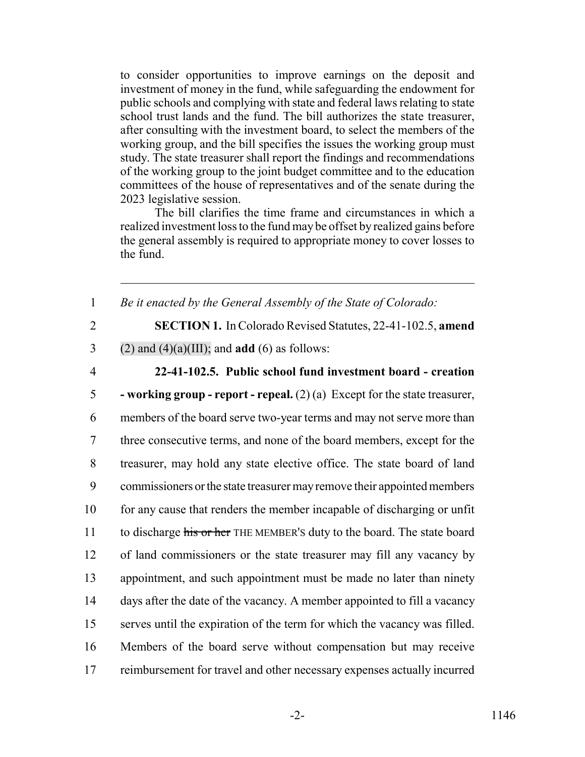to consider opportunities to improve earnings on the deposit and investment of money in the fund, while safeguarding the endowment for public schools and complying with state and federal laws relating to state school trust lands and the fund. The bill authorizes the state treasurer, after consulting with the investment board, to select the members of the working group, and the bill specifies the issues the working group must study. The state treasurer shall report the findings and recommendations of the working group to the joint budget committee and to the education committees of the house of representatives and of the senate during the 2023 legislative session.

The bill clarifies the time frame and circumstances in which a realized investment loss to the fund may be offset by realized gains before the general assembly is required to appropriate money to cover losses to the fund.

---

1 *Be it enacted by the General Assembly of the State of Colorado:*

2 **SECTION 1.** In Colorado Revised Statutes, 22-41-102.5, **amend**
3 (2) and (4)(a)(III); and **add** (6) as follows:

4 **22-41-102.5. Public school fund investment board - creation**
5 **- working group - report - repeal.** (2) (a) Except for the state treasurer,
6 members of the board serve two-year terms and may not serve more than
7 three consecutive terms, and none of the board members, except for the
8 treasurer, may hold any state elective office. The state board of land
9 commissioners or the state treasurer may remove their appointed members
10 for any cause that renders the member incapable of discharging or unfit
11 to discharge ~~his or her~~ THE MEMBER'S duty to the board. The state board
12 of land commissioners or the state treasurer may fill any vacancy by
13 appointment, and such appointment must be made no later than ninety
14 days after the date of the vacancy. A member appointed to fill a vacancy
15 serves until the expiration of the term for which the vacancy was filled.
16 Members of the board serve without compensation but may receive
17 reimbursement for travel and other necessary expenses actually incurred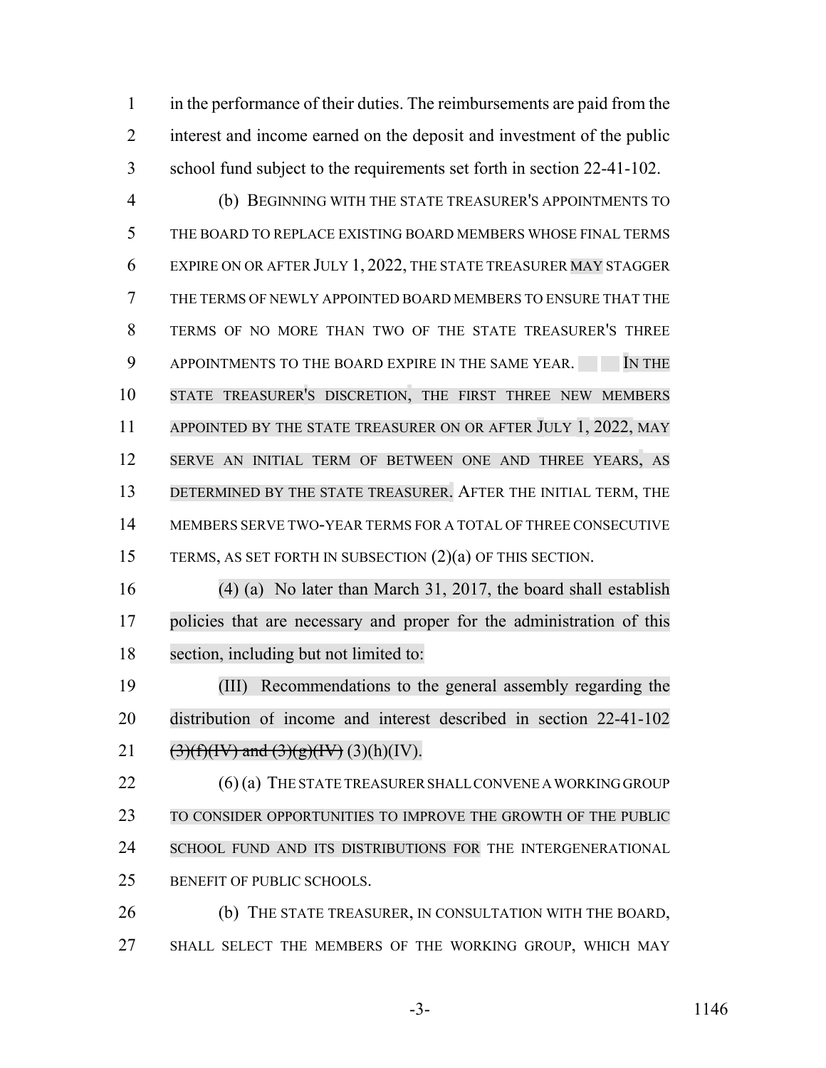in the performance of their duties. The reimbursements are paid from the interest and income earned on the deposit and investment of the public school fund subject to the requirements set forth in section 22-41-102.

(b) BEGINNING WITH THE STATE TREASURER'S APPOINTMENTS TO THE BOARD TO REPLACE EXISTING BOARD MEMBERS WHOSE FINAL TERMS EXPIRE ON OR AFTER JULY 1, 2022, THE STATE TREASURER MAY STAGGER THE TERMS OF NEWLY APPOINTED BOARD MEMBERS TO ENSURE THAT THE TERMS OF NO MORE THAN TWO OF THE STATE TREASURER'S THREE APPOINTMENTS TO THE BOARD EXPIRE IN THE SAME YEAR. IN THE STATE TREASURER'S DISCRETION, THE FIRST THREE NEW MEMBERS APPOINTED BY THE STATE TREASURER ON OR AFTER JULY 1, 2022, MAY SERVE AN INITIAL TERM OF BETWEEN ONE AND THREE YEARS, AS DETERMINED BY THE STATE TREASURER. AFTER THE INITIAL TERM, THE MEMBERS SERVE TWO-YEAR TERMS FOR A TOTAL OF THREE CONSECUTIVE TERMS, AS SET FORTH IN SUBSECTION (2)(a) OF THIS SECTION.

(4) (a) No later than March 31, 2017, the board shall establish policies that are necessary and proper for the administration of this section, including but not limited to:

(III) Recommendations to the general assembly regarding the distribution of income and interest described in section 22-41-102 ~~(3)(f)(IV) and (3)(g)(IV)~~ (3)(h)(IV).

(6) (a) THE STATE TREASURER SHALL CONVENE A WORKING GROUP TO CONSIDER OPPORTUNITIES TO IMPROVE THE GROWTH OF THE PUBLIC SCHOOL FUND AND ITS DISTRIBUTIONS FOR THE INTERGENERATIONAL BENEFIT OF PUBLIC SCHOOLS.

(b) THE STATE TREASURER, IN CONSULTATION WITH THE BOARD, SHALL SELECT THE MEMBERS OF THE WORKING GROUP, WHICH MAY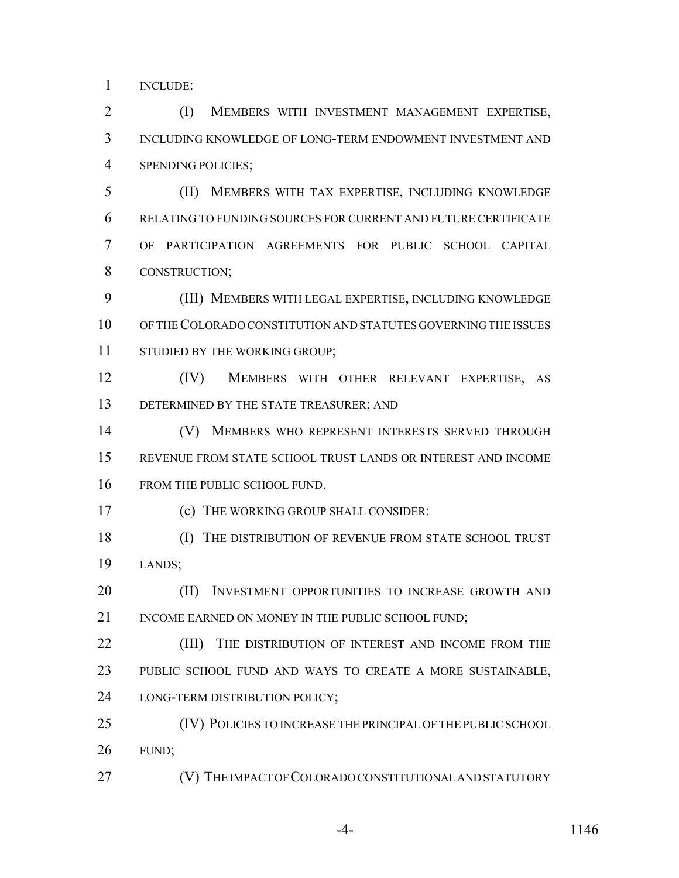INCLUDE:

(I) MEMBERS WITH INVESTMENT MANAGEMENT EXPERTISE, INCLUDING KNOWLEDGE OF LONG-TERM ENDOWMENT INVESTMENT AND SPENDING POLICIES;

(II) MEMBERS WITH TAX EXPERTISE, INCLUDING KNOWLEDGE RELATING TO FUNDING SOURCES FOR CURRENT AND FUTURE CERTIFICATE OF PARTICIPATION AGREEMENTS FOR PUBLIC SCHOOL CAPITAL CONSTRUCTION;

(III) MEMBERS WITH LEGAL EXPERTISE, INCLUDING KNOWLEDGE OF THE COLORADO CONSTITUTION AND STATUTES GOVERNING THE ISSUES STUDIED BY THE WORKING GROUP;

(IV) MEMBERS WITH OTHER RELEVANT EXPERTISE, AS DETERMINED BY THE STATE TREASURER; AND

(V) MEMBERS WHO REPRESENT INTERESTS SERVED THROUGH REVENUE FROM STATE SCHOOL TRUST LANDS OR INTEREST AND INCOME FROM THE PUBLIC SCHOOL FUND.

(c) THE WORKING GROUP SHALL CONSIDER:

(I) THE DISTRIBUTION OF REVENUE FROM STATE SCHOOL TRUST LANDS;

(II) INVESTMENT OPPORTUNITIES TO INCREASE GROWTH AND INCOME EARNED ON MONEY IN THE PUBLIC SCHOOL FUND;

(III) THE DISTRIBUTION OF INTEREST AND INCOME FROM THE PUBLIC SCHOOL FUND AND WAYS TO CREATE A MORE SUSTAINABLE, LONG-TERM DISTRIBUTION POLICY;

(IV) POLICIES TO INCREASE THE PRINCIPAL OF THE PUBLIC SCHOOL FUND;

(V) THE IMPACT OF COLORADO CONSTITUTIONAL AND STATUTORY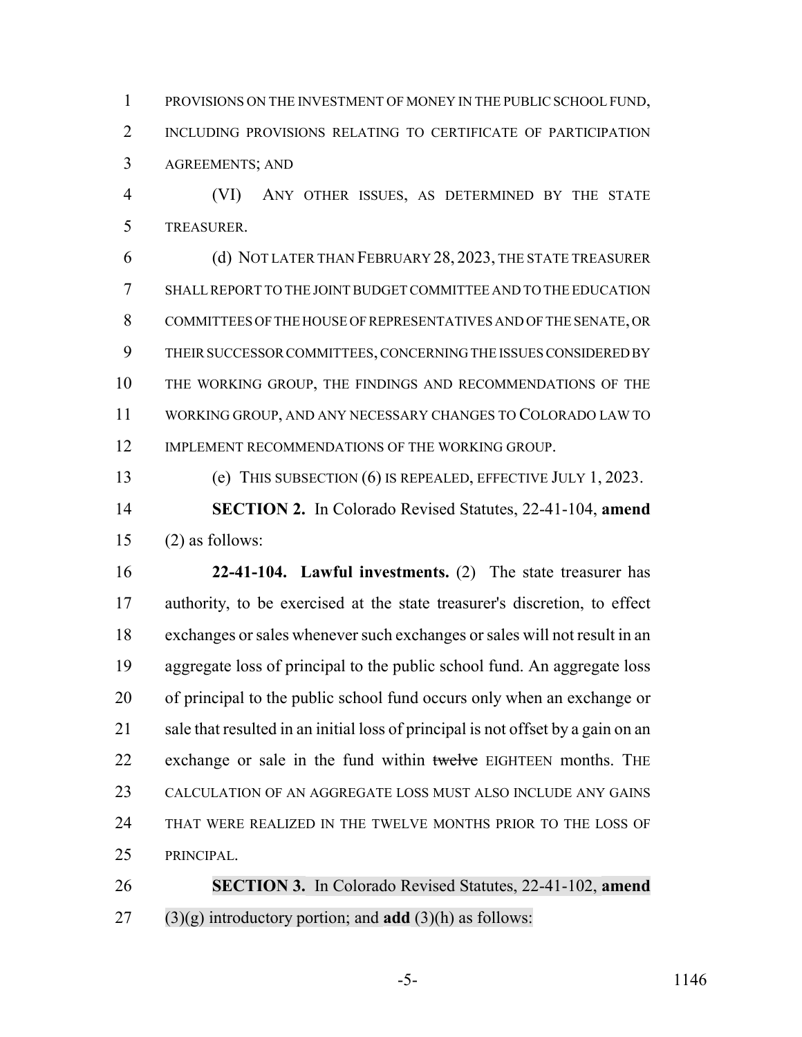PROVISIONS ON THE INVESTMENT OF MONEY IN THE PUBLIC SCHOOL FUND, INCLUDING PROVISIONS RELATING TO CERTIFICATE OF PARTICIPATION AGREEMENTS; AND

(VI) ANY OTHER ISSUES, AS DETERMINED BY THE STATE TREASURER.

(d) NOT LATER THAN FEBRUARY 28, 2023, THE STATE TREASURER SHALL REPORT TO THE JOINT BUDGET COMMITTEE AND TO THE EDUCATION COMMITTEES OF THE HOUSE OF REPRESENTATIVES AND OF THE SENATE, OR THEIR SUCCESSOR COMMITTEES, CONCERNING THE ISSUES CONSIDERED BY THE WORKING GROUP, THE FINDINGS AND RECOMMENDATIONS OF THE WORKING GROUP, AND ANY NECESSARY CHANGES TO COLORADO LAW TO IMPLEMENT RECOMMENDATIONS OF THE WORKING GROUP.

(e) THIS SUBSECTION (6) IS REPEALED, EFFECTIVE JULY 1, 2023.

**SECTION 2.** In Colorado Revised Statutes, 22-41-104, **amend** (2) as follows:

**22-41-104. Lawful investments.** (2) The state treasurer has authority, to be exercised at the state treasurer's discretion, to effect exchanges or sales whenever such exchanges or sales will not result in an aggregate loss of principal to the public school fund. An aggregate loss of principal to the public school fund occurs only when an exchange or sale that resulted in an initial loss of principal is not offset by a gain on an exchange or sale in the fund within ~~twelve~~ EIGHTEEN months. THE CALCULATION OF AN AGGREGATE LOSS MUST ALSO INCLUDE ANY GAINS THAT WERE REALIZED IN THE TWELVE MONTHS PRIOR TO THE LOSS OF PRINCIPAL.

**SECTION 3.** In Colorado Revised Statutes, 22-41-102, **amend** (3)(g) introductory portion; and **add** (3)(h) as follows: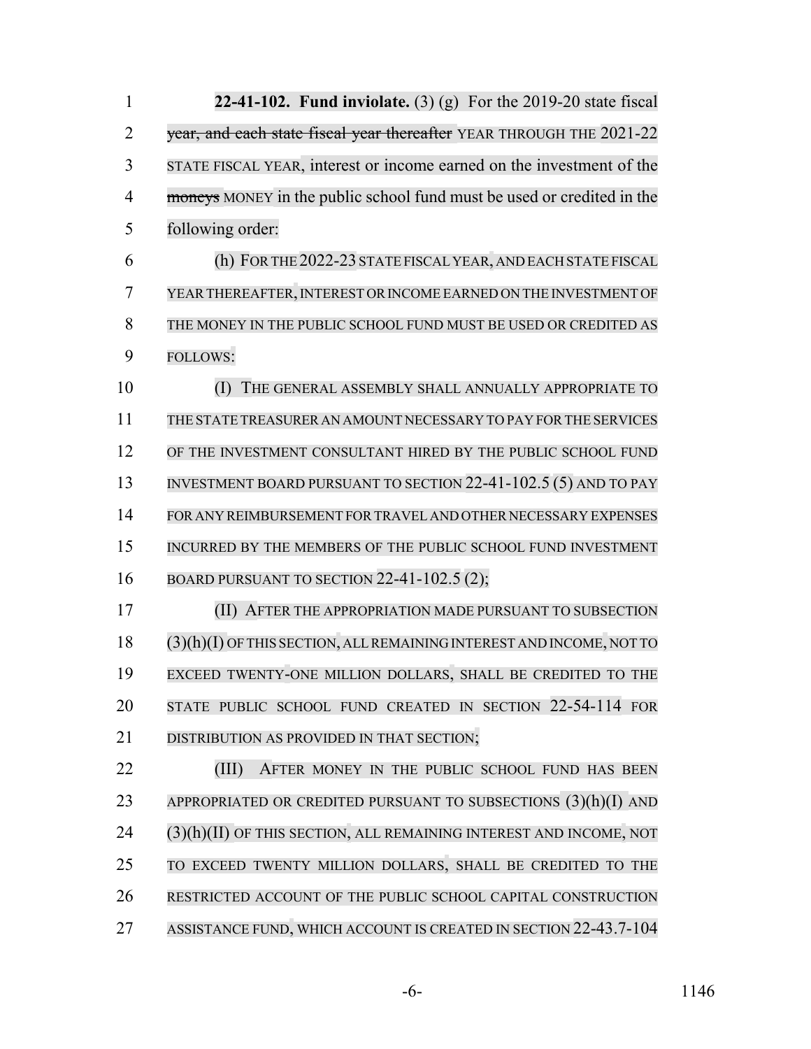**22-41-102. Fund inviolate.** (3) (g) For the 2019-20 state fiscal ~~year, and each state fiscal year thereafter~~ YEAR THROUGH THE 2021-22 STATE FISCAL YEAR, interest or income earned on the investment of the ~~moneys~~ MONEY in the public school fund must be used or credited in the following order:

(h) FOR THE 2022-23 STATE FISCAL YEAR, AND EACH STATE FISCAL YEAR THEREAFTER, INTEREST OR INCOME EARNED ON THE INVESTMENT OF THE MONEY IN THE PUBLIC SCHOOL FUND MUST BE USED OR CREDITED AS FOLLOWS:

(I) THE GENERAL ASSEMBLY SHALL ANNUALLY APPROPRIATE TO THE STATE TREASURER AN AMOUNT NECESSARY TO PAY FOR THE SERVICES OF THE INVESTMENT CONSULTANT HIRED BY THE PUBLIC SCHOOL FUND INVESTMENT BOARD PURSUANT TO SECTION 22-41-102.5 (5) AND TO PAY FOR ANY REIMBURSEMENT FOR TRAVEL AND OTHER NECESSARY EXPENSES INCURRED BY THE MEMBERS OF THE PUBLIC SCHOOL FUND INVESTMENT BOARD PURSUANT TO SECTION 22-41-102.5 (2);

(II) AFTER THE APPROPRIATION MADE PURSUANT TO SUBSECTION (3)(h)(I) OF THIS SECTION, ALL REMAINING INTEREST AND INCOME, NOT TO EXCEED TWENTY-ONE MILLION DOLLARS, SHALL BE CREDITED TO THE STATE PUBLIC SCHOOL FUND CREATED IN SECTION 22-54-114 FOR DISTRIBUTION AS PROVIDED IN THAT SECTION;

(III) AFTER MONEY IN THE PUBLIC SCHOOL FUND HAS BEEN APPROPRIATED OR CREDITED PURSUANT TO SUBSECTIONS (3)(h)(I) AND (3)(h)(II) OF THIS SECTION, ALL REMAINING INTEREST AND INCOME, NOT TO EXCEED TWENTY MILLION DOLLARS, SHALL BE CREDITED TO THE RESTRICTED ACCOUNT OF THE PUBLIC SCHOOL CAPITAL CONSTRUCTION ASSISTANCE FUND, WHICH ACCOUNT IS CREATED IN SECTION 22-43.7-104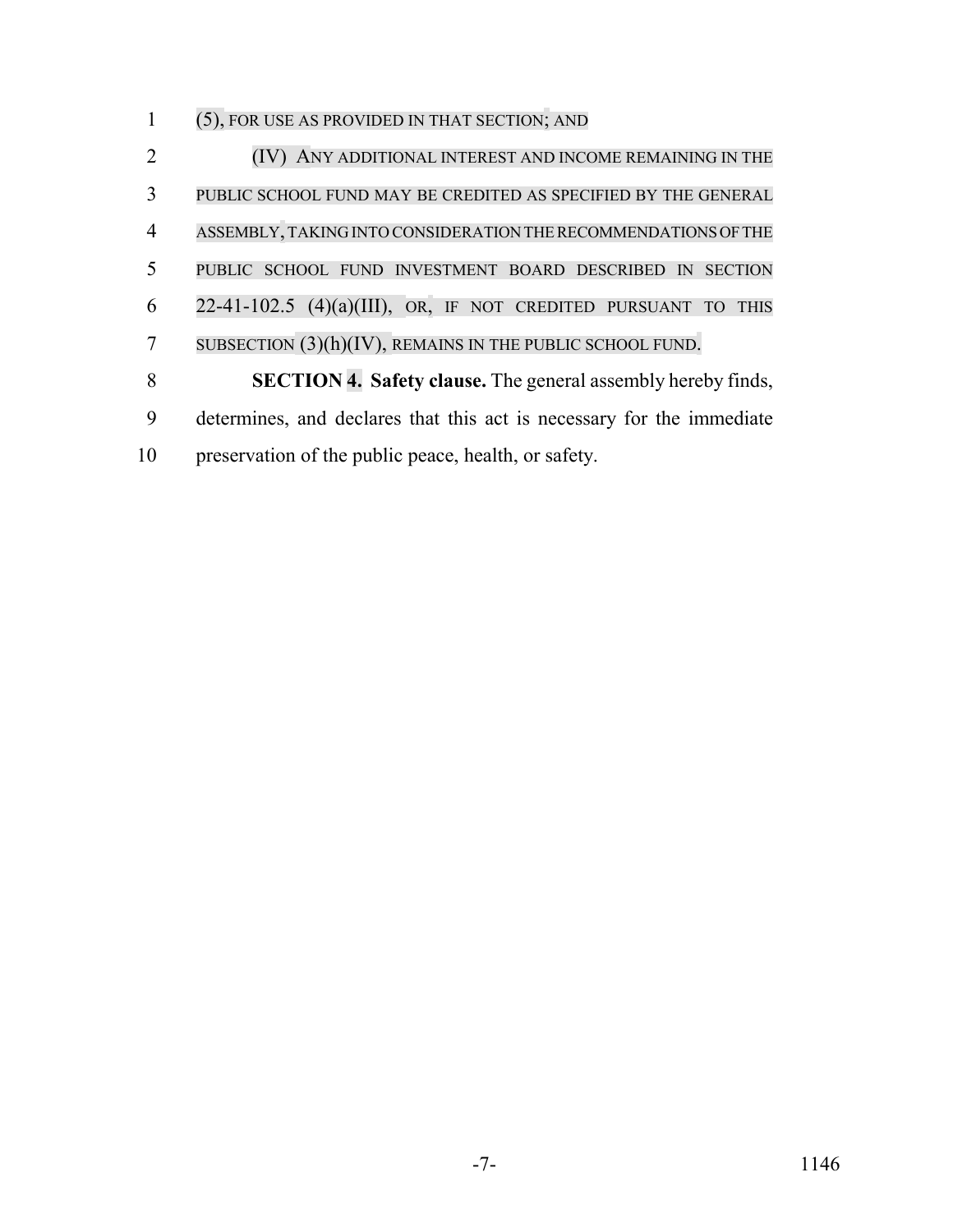(5), FOR USE AS PROVIDED IN THAT SECTION; AND

(IV) ANY ADDITIONAL INTEREST AND INCOME REMAINING IN THE PUBLIC SCHOOL FUND MAY BE CREDITED AS SPECIFIED BY THE GENERAL ASSEMBLY, TAKING INTO CONSIDERATION THE RECOMMENDATIONS OF THE PUBLIC SCHOOL FUND INVESTMENT BOARD DESCRIBED IN SECTION 22-41-102.5 (4)(a)(III), OR, IF NOT CREDITED PURSUANT TO THIS SUBSECTION (3)(h)(IV), REMAINS IN THE PUBLIC SCHOOL FUND.

**SECTION 4. Safety clause.** The general assembly hereby finds, determines, and declares that this act is necessary for the immediate preservation of the public peace, health, or safety.